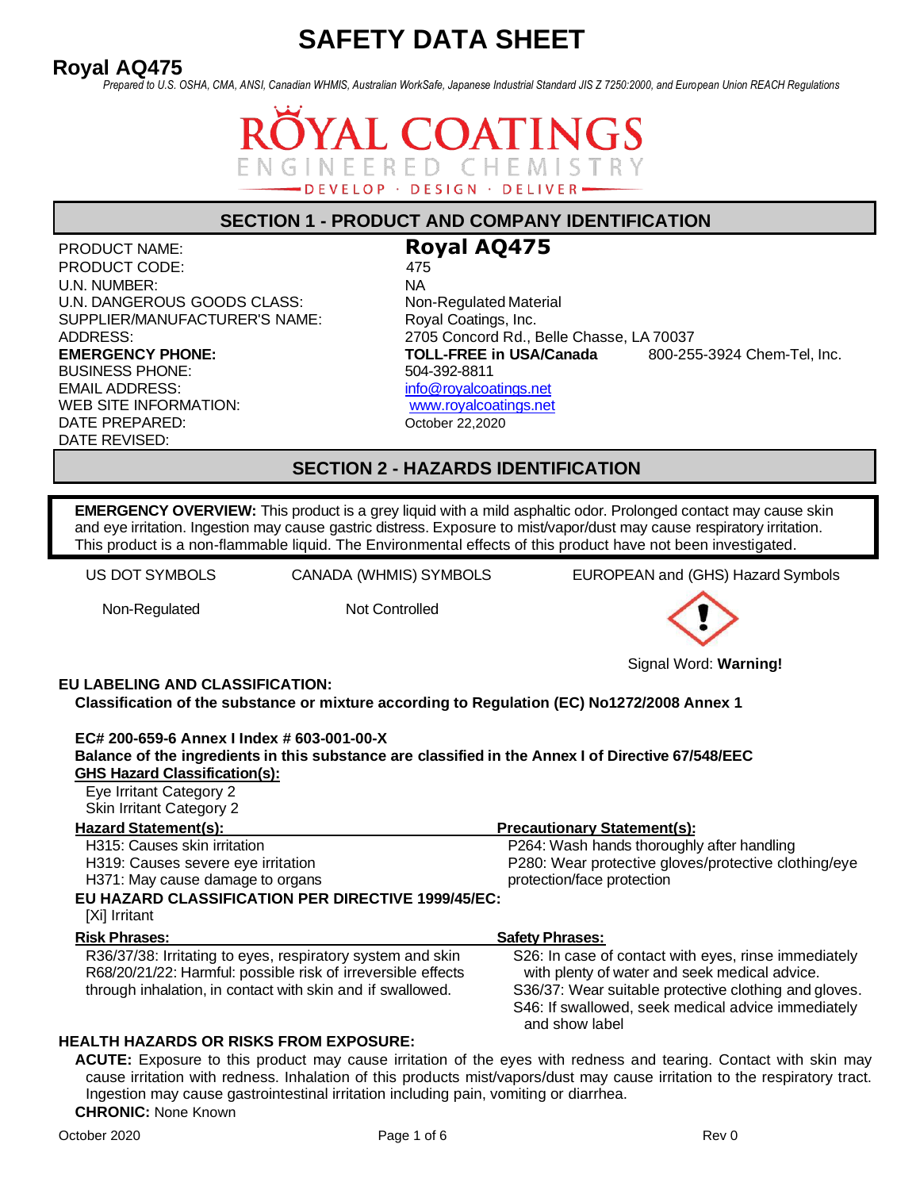# SAFETY DATA SHEET

## Royal AQ475

*Prepared to U.S. OSHA, CMA, ANSI, Canadian WHMIS, Australian WorkSafe, Japanese Industrial Standard JIS Z 7250:2000, and European Union REACH Regulations*

ROYAL COATINGS
ENGINEERED CHEMISTRY
DEVELOP · DESIGN · DELIVER

## SECTION 1 - PRODUCT AND COMPANY IDENTIFICATION

| | |
|---|---|
| PRODUCT NAME: | **Royal AQ475** |
| PRODUCT CODE: | 475 |
| U.N. NUMBER: | NA |
| U.N. DANGEROUS GOODS CLASS: | Non-Regulated Material |
| SUPPLIER/MANUFACTURER'S NAME: | Royal Coatings, Inc. |
| ADDRESS: | 2705 Concord Rd., Belle Chasse, LA 70037 |
| **EMERGENCY PHONE:** | **TOLL-FREE in USA/Canada** 800-255-3924 Chem-Tel, Inc. |
| BUSINESS PHONE: | 504-392-8811 |
| EMAIL ADDRESS: | info@royalcoatings.net |
| WEB SITE INFORMATION: | www.royalcoatings.net |
| DATE PREPARED: | October 22,2020 |
| DATE REVISED: | |

## SECTION 2 - HAZARDS IDENTIFICATION

**EMERGENCY OVERVIEW:** This product is a grey liquid with a mild asphaltic odor. Prolonged contact may cause skin and eye irritation. Ingestion may cause gastric distress. Exposure to mist/vapor/dust may cause respiratory irritation. This product is a non-flammable liquid. The Environmental effects of this product have not been investigated.

| US DOT SYMBOLS | CANADA (WHMIS) SYMBOLS | EUROPEAN and (GHS) Hazard Symbols |
|---|---|---|
| Non-Regulated | Not Controlled | Signal Word: **Warning!** |

**EU LABELING AND CLASSIFICATION:**

**Classification of the substance or mixture according to Regulation (EC) No1272/2008 Annex 1**

**EC# 200-659-6 Annex I Index # 603-001-00-X**

**Balance of the ingredients in this substance are classified in the Annex I of Directive 67/548/EEC**

**GHS Hazard Classification(s):**

Eye Irritant Category 2
Skin Irritant Category 2

**Hazard Statement(s):**

H315: Causes skin irritation
H319: Causes severe eye irritation
H371: May cause damage to organs

**Precautionary Statement(s):**

P264: Wash hands thoroughly after handling
P280: Wear protective gloves/protective clothing/eye protection/face protection

**EU HAZARD CLASSIFICATION PER DIRECTIVE 1999/45/EC:**

[Xi] Irritant

**Risk Phrases:**

R36/37/38: Irritating to eyes, respiratory system and skin
R68/20/21/22: Harmful: possible risk of irreversible effects through inhalation, in contact with skin and if swallowed.

**Safety Phrases:**

S26: In case of contact with eyes, rinse immediately with plenty of water and seek medical advice.
S36/37: Wear suitable protective clothing and gloves.
S46: If swallowed, seek medical advice immediately and show label

**HEALTH HAZARDS OR RISKS FROM EXPOSURE:**

**ACUTE:** Exposure to this product may cause irritation of the eyes with redness and tearing. Contact with skin may cause irritation with redness. Inhalation of this products mist/vapors/dust may cause irritation to the respiratory tract. Ingestion may cause gastrointestinal irritation including pain, vomiting or diarrhea.

**CHRONIC:** None Known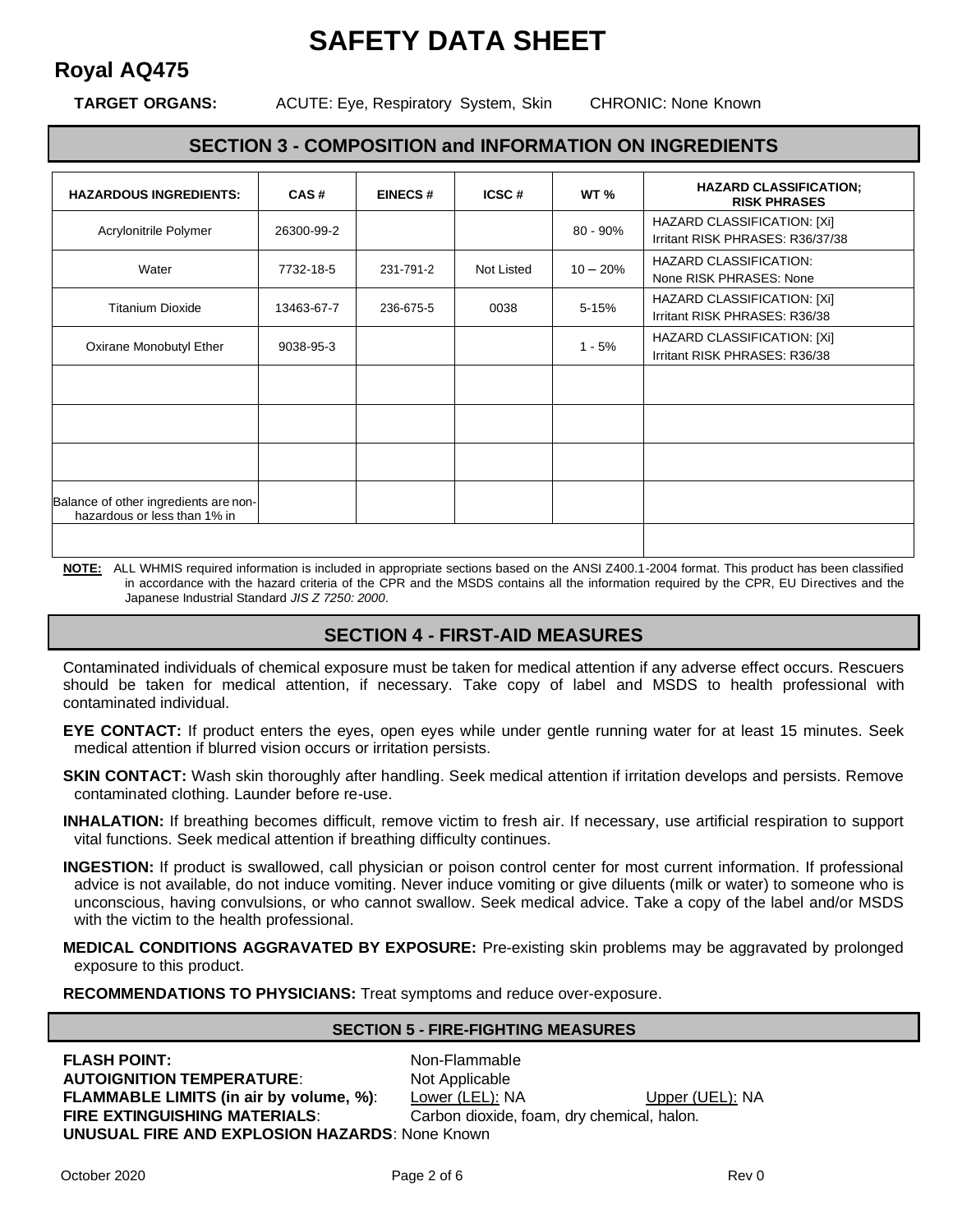# SAFETY DATA SHEET

## Royal AQ475

**TARGET ORGANS:** ACUTE: Eye, Respiratory System, Skin CHRONIC: None Known

## SECTION 3 - COMPOSITION and INFORMATION ON INGREDIENTS

| HAZARDOUS INGREDIENTS: | CAS # | EINECS # | ICSC # | WT % | HAZARD CLASSIFICATION; RISK PHRASES |
|---|---|---|---|---|---|
| Acrylonitrile Polymer | 26300-99-2 | | | 80 - 90% | HAZARD CLASSIFICATION: [Xi] Irritant RISK PHRASES: R36/37/38 |
| Water | 7732-18-5 | 231-791-2 | Not Listed | 10 – 20% | HAZARD CLASSIFICATION: None RISK PHRASES: None |
| Titanium Dioxide | 13463-67-7 | 236-675-5 | 0038 | 5-15% | HAZARD CLASSIFICATION: [Xi] Irritant RISK PHRASES: R36/38 |
| Oxirane Monobutyl Ether | 9038-95-3 | | | 1 - 5% | HAZARD CLASSIFICATION: [Xi] Irritant RISK PHRASES: R36/38 |
| | | | | | |
| | | | | | |
| | | | | | |
| Balance of other ingredients are non-hazardous or less than 1% in | | | | | |
| | | | | | |

**NOTE:** ALL WHMIS required information is included in appropriate sections based on the ANSI Z400.1-2004 format. This product has been classified in accordance with the hazard criteria of the CPR and the MSDS contains all the information required by the CPR, EU Directives and the Japanese Industrial Standard *JIS Z 7250: 2000*.

## SECTION 4 - FIRST-AID MEASURES

Contaminated individuals of chemical exposure must be taken for medical attention if any adverse effect occurs. Rescuers should be taken for medical attention, if necessary. Take copy of label and MSDS to health professional with contaminated individual.

**EYE CONTACT:** If product enters the eyes, open eyes while under gentle running water for at least 15 minutes. Seek medical attention if blurred vision occurs or irritation persists.

**SKIN CONTACT:** Wash skin thoroughly after handling. Seek medical attention if irritation develops and persists. Remove contaminated clothing. Launder before re-use.

**INHALATION:** If breathing becomes difficult, remove victim to fresh air. If necessary, use artificial respiration to support vital functions. Seek medical attention if breathing difficulty continues.

**INGESTION:** If product is swallowed, call physician or poison control center for most current information. If professional advice is not available, do not induce vomiting. Never induce vomiting or give diluents (milk or water) to someone who is unconscious, having convulsions, or who cannot swallow. Seek medical advice. Take a copy of the label and/or MSDS with the victim to the health professional.

**MEDICAL CONDITIONS AGGRAVATED BY EXPOSURE:** Pre-existing skin problems may be aggravated by prolonged exposure to this product.

**RECOMMENDATIONS TO PHYSICIANS:** Treat symptoms and reduce over-exposure.

## SECTION 5 - FIRE-FIGHTING MEASURES

**FLASH POINT:** Non-Flammable
**AUTOIGNITION TEMPERATURE**: Not Applicable
**FLAMMABLE LIMITS (in air by volume, %)**: Lower (LEL): NA Upper (UEL): NA
**FIRE EXTINGUISHING MATERIALS**: Carbon dioxide, foam, dry chemical, halon.
**UNUSUAL FIRE AND EXPLOSION HAZARDS**: None Known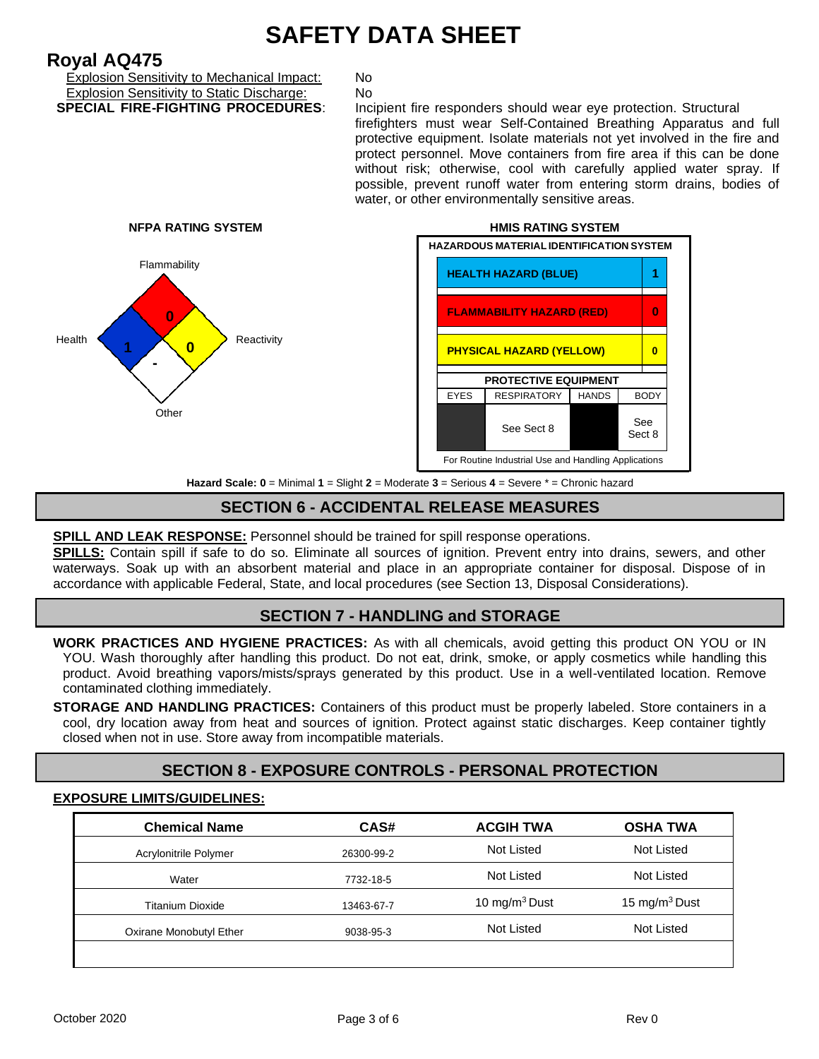# SAFETY DATA SHEET

## Royal AQ475

Explosion Sensitivity to Mechanical Impact: No

Explosion Sensitivity to Static Discharge: No

**SPECIAL FIRE-FIGHTING PROCEDURES**: Incipient fire responders should wear eye protection. Structural firefighters must wear Self-Contained Breathing Apparatus and full protective equipment. Isolate materials not yet involved in the fire and protect personnel. Move containers from fire area if this can be done without risk; otherwise, cool with carefully applied water spray. If possible, prevent runoff water from entering storm drains, bodies of water, or other environmentally sensitive areas.

**NFPA RATING SYSTEM**

| Health | Flammability | Reactivity | Other |
|---|---|---|---|
| 1 | 0 | 0 | - |

**HMIS RATING SYSTEM**

HAZARDOUS MATERIAL IDENTIFICATION SYSTEM

| Hazard | Rating |
|---|---|
| HEALTH HAZARD (BLUE) | 1 |
| FLAMMABILITY HAZARD (RED) | 0 |
| PHYSICAL HAZARD (YELLOW) | 0 |

PROTECTIVE EQUIPMENT

| EYES | RESPIRATORY | HANDS | BODY |
|---|---|---|---|
| | See Sect 8 | | See Sect 8 |

For Routine Industrial Use and Handling Applications

**Hazard Scale: 0** = Minimal **1** = Slight **2** = Moderate **3** = Serious **4** = Severe * = Chronic hazard

## SECTION 6 - ACCIDENTAL RELEASE MEASURES

**SPILL AND LEAK RESPONSE:** Personnel should be trained for spill response operations.

**SPILLS:** Contain spill if safe to do so. Eliminate all sources of ignition. Prevent entry into drains, sewers, and other waterways. Soak up with an absorbent material and place in an appropriate container for disposal. Dispose of in accordance with applicable Federal, State, and local procedures (see Section 13, Disposal Considerations).

## SECTION 7 - HANDLING and STORAGE

**WORK PRACTICES AND HYGIENE PRACTICES:** As with all chemicals, avoid getting this product ON YOU or IN YOU. Wash thoroughly after handling this product. Do not eat, drink, smoke, or apply cosmetics while handling this product. Avoid breathing vapors/mists/sprays generated by this product. Use in a well-ventilated location. Remove contaminated clothing immediately.

**STORAGE AND HANDLING PRACTICES:** Containers of this product must be properly labeled. Store containers in a cool, dry location away from heat and sources of ignition. Protect against static discharges. Keep container tightly closed when not in use. Store away from incompatible materials.

## SECTION 8 - EXPOSURE CONTROLS - PERSONAL PROTECTION

**EXPOSURE LIMITS/GUIDELINES:**

| Chemical Name | CAS# | ACGIH TWA | OSHA TWA |
|---|---|---|---|
| Acrylonitrile Polymer | 26300-99-2 | Not Listed | Not Listed |
| Water | 7732-18-5 | Not Listed | Not Listed |
| Titanium Dioxide | 13463-67-7 | 10 $mg/m^3$ Dust | 15 $mg/m^3$ Dust |
| Oxirane Monobutyl Ether | 9038-95-3 | Not Listed | Not Listed |

October 2020 Rev 0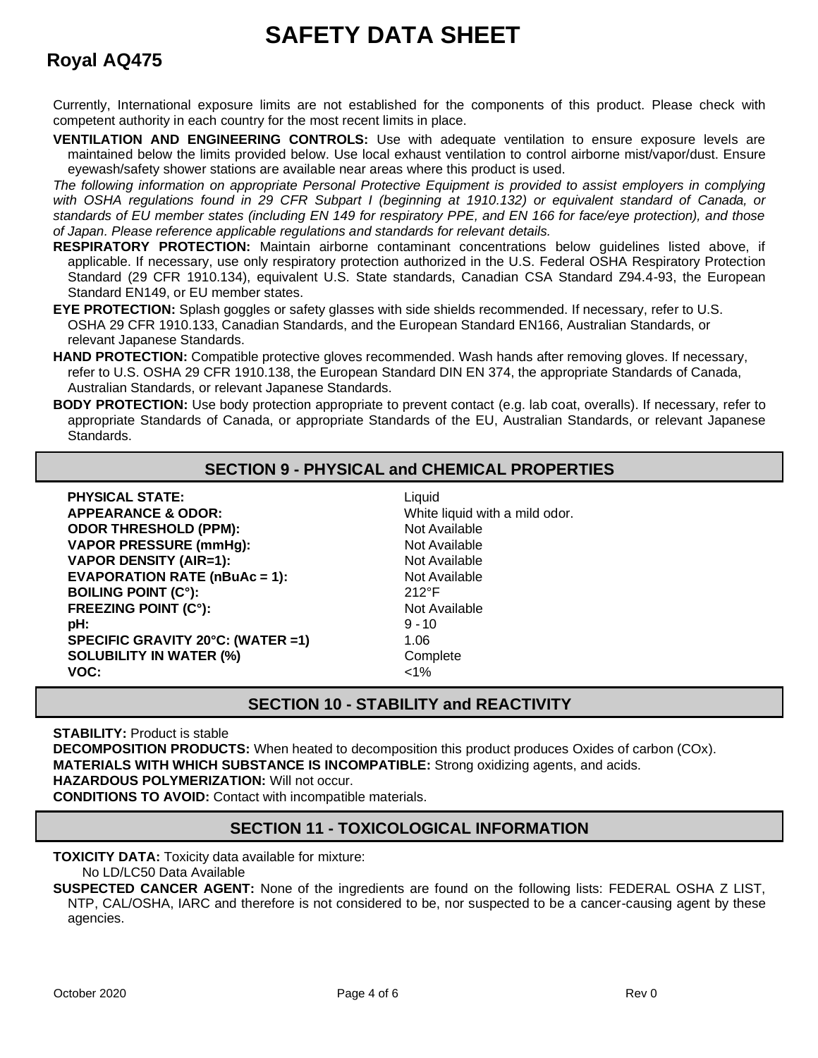# SAFETY DATA SHEET

## Royal AQ475

Currently, International exposure limits are not established for the components of this product. Please check with competent authority in each country for the most recent limits in place.

**VENTILATION AND ENGINEERING CONTROLS:** Use with adequate ventilation to ensure exposure levels are maintained below the limits provided below. Use local exhaust ventilation to control airborne mist/vapor/dust. Ensure eyewash/safety shower stations are available near areas where this product is used.

*The following information on appropriate Personal Protective Equipment is provided to assist employers in complying with OSHA regulations found in 29 CFR Subpart I (beginning at 1910.132) or equivalent standard of Canada, or standards of EU member states (including EN 149 for respiratory PPE, and EN 166 for face/eye protection), and those of Japan. Please reference applicable regulations and standards for relevant details.*

**RESPIRATORY PROTECTION:** Maintain airborne contaminant concentrations below guidelines listed above, if applicable. If necessary, use only respiratory protection authorized in the U.S. Federal OSHA Respiratory Protection Standard (29 CFR 1910.134), equivalent U.S. State standards, Canadian CSA Standard Z94.4-93, the European Standard EN149, or EU member states.

**EYE PROTECTION:** Splash goggles or safety glasses with side shields recommended. If necessary, refer to U.S. OSHA 29 CFR 1910.133, Canadian Standards, and the European Standard EN166, Australian Standards, or relevant Japanese Standards.

**HAND PROTECTION:** Compatible protective gloves recommended. Wash hands after removing gloves. If necessary, refer to U.S. OSHA 29 CFR 1910.138, the European Standard DIN EN 374, the appropriate Standards of Canada, Australian Standards, or relevant Japanese Standards.

**BODY PROTECTION:** Use body protection appropriate to prevent contact (e.g. lab coat, overalls). If necessary, refer to appropriate Standards of Canada, or appropriate Standards of the EU, Australian Standards, or relevant Japanese Standards.

## SECTION 9 - PHYSICAL and CHEMICAL PROPERTIES

| | |
|---|---|
| **PHYSICAL STATE:** | Liquid |
| **APPEARANCE & ODOR:** | White liquid with a mild odor. |
| **ODOR THRESHOLD (PPM):** | Not Available |
| **VAPOR PRESSURE (mmHg):** | Not Available |
| **VAPOR DENSITY (AIR=1):** | Not Available |
| **EVAPORATION RATE (nBuAc = 1):** | Not Available |
| **BOILING POINT (C°):** | 212°F |
| **FREEZING POINT (C°):** | Not Available |
| **pH:** | 9 - 10 |
| **SPECIFIC GRAVITY 20°C: (WATER =1)** | 1.06 |
| **SOLUBILITY IN WATER (%)** | Complete |
| **VOC:** | <1% |

## SECTION 10 - STABILITY and REACTIVITY

**STABILITY:** Product is stable

**DECOMPOSITION PRODUCTS:** When heated to decomposition this product produces Oxides of carbon (COx).

**MATERIALS WITH WHICH SUBSTANCE IS INCOMPATIBLE:** Strong oxidizing agents, and acids.

**HAZARDOUS POLYMERIZATION:** Will not occur.

**CONDITIONS TO AVOID:** Contact with incompatible materials.

## SECTION 11 - TOXICOLOGICAL INFORMATION

**TOXICITY DATA:** Toxicity data available for mixture:

No LD/LC50 Data Available

**SUSPECTED CANCER AGENT:** None of the ingredients are found on the following lists: FEDERAL OSHA Z LIST, NTP, CAL/OSHA, IARC and therefore is not considered to be, nor suspected to be a cancer-causing agent by these agencies.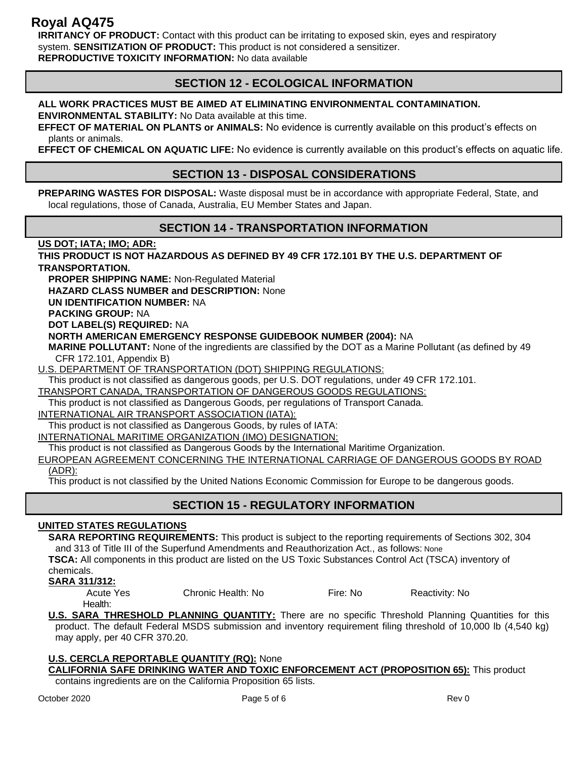**IRRITANCY OF PRODUCT:** Contact with this product can be irritating to exposed skin, eyes and respiratory system. **SENSITIZATION OF PRODUCT:** This product is not considered a sensitizer.
**REPRODUCTIVE TOXICITY INFORMATION:** No data available

## SECTION 12 - ECOLOGICAL INFORMATION

**ALL WORK PRACTICES MUST BE AIMED AT ELIMINATING ENVIRONMENTAL CONTAMINATION.**
**ENVIRONMENTAL STABILITY:** No Data available at this time.
**EFFECT OF MATERIAL ON PLANTS or ANIMALS:** No evidence is currently available on this product's effects on plants or animals.
**EFFECT OF CHEMICAL ON AQUATIC LIFE:** No evidence is currently available on this product's effects on aquatic life.

## SECTION 13 - DISPOSAL CONSIDERATIONS

**PREPARING WASTES FOR DISPOSAL:** Waste disposal must be in accordance with appropriate Federal, State, and local regulations, those of Canada, Australia, EU Member States and Japan.

## SECTION 14 - TRANSPORTATION INFORMATION

**US DOT; IATA; IMO; ADR:**

**THIS PRODUCT IS NOT HAZARDOUS AS DEFINED BY 49 CFR 172.101 BY THE U.S. DEPARTMENT OF TRANSPORTATION.**

**PROPER SHIPPING NAME:** Non-Regulated Material
**HAZARD CLASS NUMBER and DESCRIPTION:** None
**UN IDENTIFICATION NUMBER:** NA
**PACKING GROUP:** NA
**DOT LABEL(S) REQUIRED:** NA
**NORTH AMERICAN EMERGENCY RESPONSE GUIDEBOOK NUMBER (2004):** NA
**MARINE POLLUTANT:** None of the ingredients are classified by the DOT as a Marine Pollutant (as defined by 49 CFR 172.101, Appendix B)

U.S. DEPARTMENT OF TRANSPORTATION (DOT) SHIPPING REGULATIONS:
This product is not classified as dangerous goods, per U.S. DOT regulations, under 49 CFR 172.101.

TRANSPORT CANADA, TRANSPORTATION OF DANGEROUS GOODS REGULATIONS:
This product is not classified as Dangerous Goods, per regulations of Transport Canada.

INTERNATIONAL AIR TRANSPORT ASSOCIATION (IATA):
This product is not classified as Dangerous Goods, by rules of IATA:

INTERNATIONAL MARITIME ORGANIZATION (IMO) DESIGNATION:
This product is not classified as Dangerous Goods by the International Maritime Organization.

EUROPEAN AGREEMENT CONCERNING THE INTERNATIONAL CARRIAGE OF DANGEROUS GOODS BY ROAD (ADR):
This product is not classified by the United Nations Economic Commission for Europe to be dangerous goods.

## SECTION 15 - REGULATORY INFORMATION

**UNITED STATES REGULATIONS**

**SARA REPORTING REQUIREMENTS:** This product is subject to the reporting requirements of Sections 302, 304 and 313 of Title III of the Superfund Amendments and Reauthorization Act., as follows: None

**TSCA:** All components in this product are listed on the US Toxic Substances Control Act (TSCA) inventory of chemicals.

**SARA 311/312:**

| Acute Health: Yes | Chronic Health: No | Fire: No | Reactivity: No |
|---|---|---|---|

**U.S. SARA THRESHOLD PLANNING QUANTITY:** There are no specific Threshold Planning Quantities for this product. The default Federal MSDS submission and inventory requirement filing threshold of 10,000 lb (4,540 kg) may apply, per 40 CFR 370.20.

**U.S. CERCLA REPORTABLE QUANTITY (RQ):** None

**CALIFORNIA SAFE DRINKING WATER AND TOXIC ENFORCEMENT ACT (PROPOSITION 65):** This product contains ingredients are on the California Proposition 65 lists.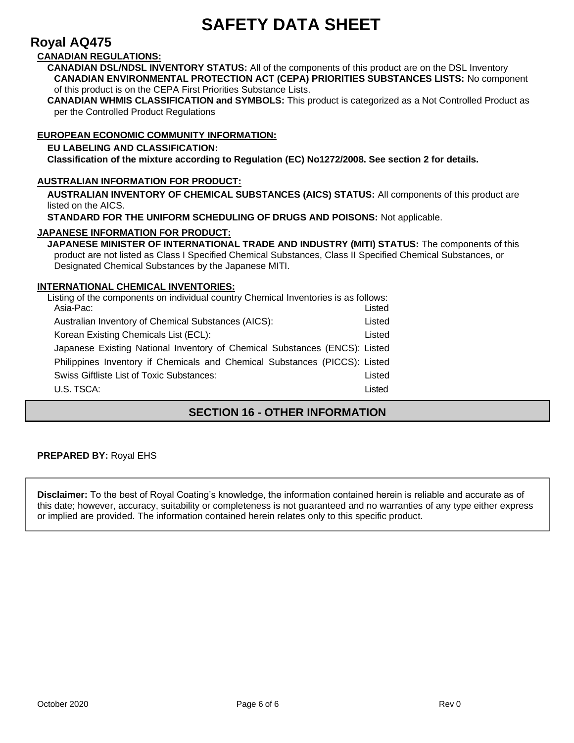# SAFETY DATA SHEET

## Royal AQ475

**CANADIAN REGULATIONS:**

**CANADIAN DSL/NDSL INVENTORY STATUS:** All of the components of this product are on the DSL Inventory

**CANADIAN ENVIRONMENTAL PROTECTION ACT (CEPA) PRIORITIES SUBSTANCES LISTS:** No component of this product is on the CEPA First Priorities Substance Lists.

**CANADIAN WHMIS CLASSIFICATION and SYMBOLS:** This product is categorized as a Not Controlled Product as per the Controlled Product Regulations

**EUROPEAN ECONOMIC COMMUNITY INFORMATION:**

**EU LABELING AND CLASSIFICATION:**

**Classification of the mixture according to Regulation (EC) No1272/2008. See section 2 for details.**

**AUSTRALIAN INFORMATION FOR PRODUCT:**

**AUSTRALIAN INVENTORY OF CHEMICAL SUBSTANCES (AICS) STATUS:** All components of this product are listed on the AICS.

**STANDARD FOR THE UNIFORM SCHEDULING OF DRUGS AND POISONS:** Not applicable.

**JAPANESE INFORMATION FOR PRODUCT:**

**JAPANESE MINISTER OF INTERNATIONAL TRADE AND INDUSTRY (MITI) STATUS:** The components of this product are not listed as Class I Specified Chemical Substances, Class II Specified Chemical Substances, or Designated Chemical Substances by the Japanese MITI.

**INTERNATIONAL CHEMICAL INVENTORIES:**

Listing of the components on individual country Chemical Inventories is as follows:

| | |
|---|---|
| Asia-Pac: | Listed |
| Australian Inventory of Chemical Substances (AICS): | Listed |
| Korean Existing Chemicals List (ECL): | Listed |
| Japanese Existing National Inventory of Chemical Substances (ENCS): | Listed |
| Philippines Inventory if Chemicals and Chemical Substances (PICCS): | Listed |
| Swiss Giftliste List of Toxic Substances: | Listed |
| U.S. TSCA: | Listed |

## SECTION 16 - OTHER INFORMATION

**PREPARED BY:** Royal EHS

**Disclaimer:** To the best of Royal Coating's knowledge, the information contained herein is reliable and accurate as of this date; however, accuracy, suitability or completeness is not guaranteed and no warranties of any type either express or implied are provided. The information contained herein relates only to this specific product.